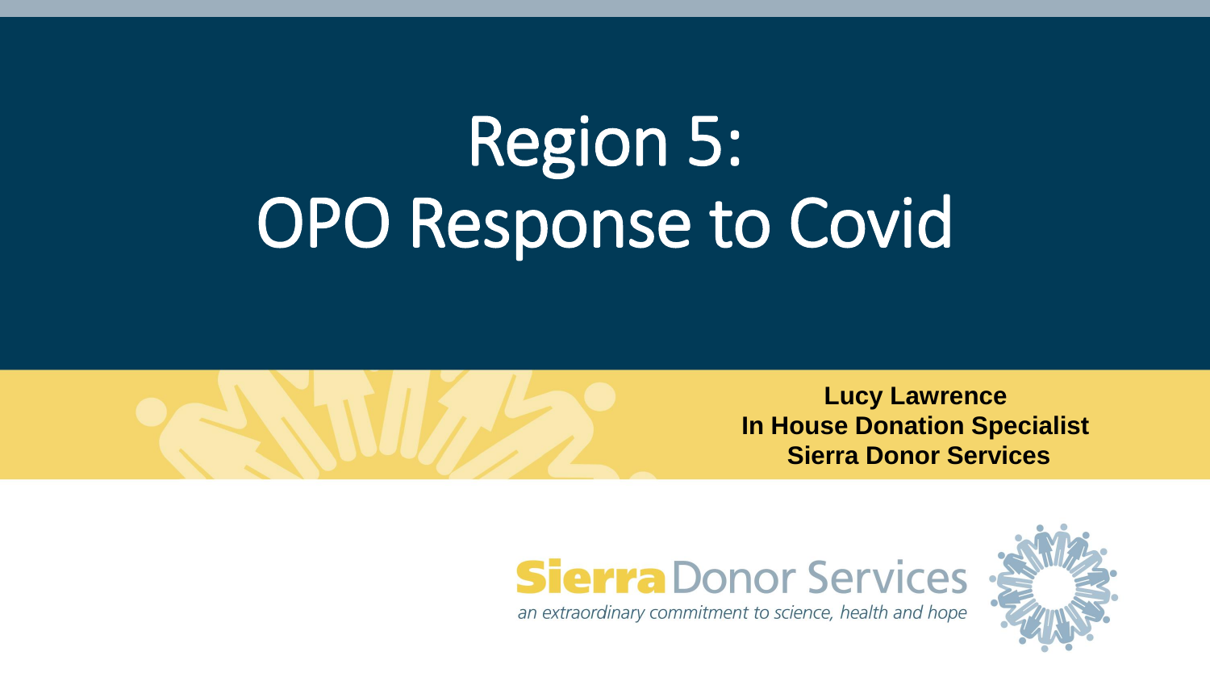# Region 5: OPO Response to Covid

**Lucy Lawrence**
**In House Donation Specialist**
**Sierra Donor Services**

Sierra Donor Services

*an extraordinary commitment to science, health and hope*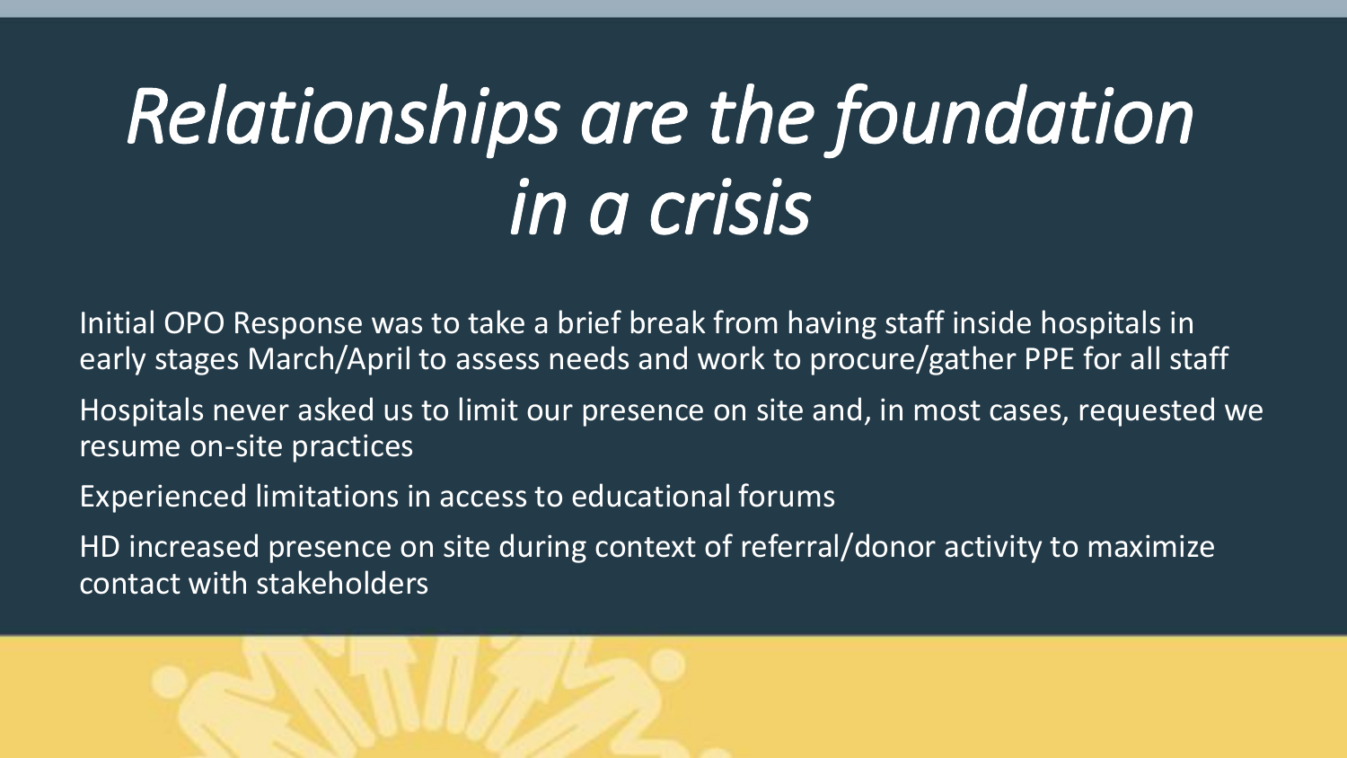# *Relationships are the foundation in a crisis*

Initial OPO Response was to take a brief break from having staff inside hospitals in early stages March/April to assess needs and work to procure/gather PPE for all staff

Hospitals never asked us to limit our presence on site and, in most cases, requested we resume on-site practices

Experienced limitations in access to educational forums

HD increased presence on site during context of referral/donor activity to maximize contact with stakeholders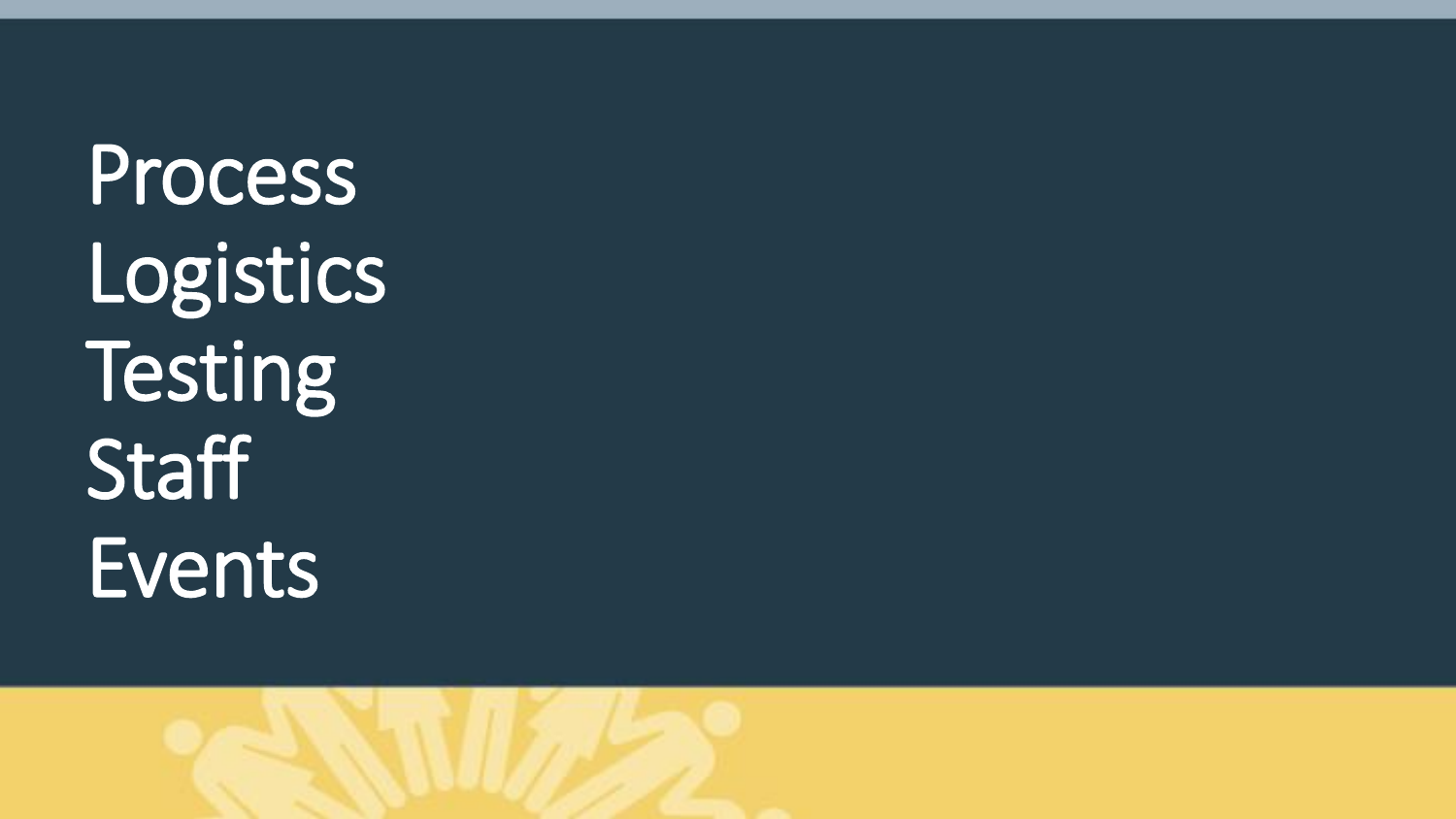Process
Logistics
Testing
Staff
Events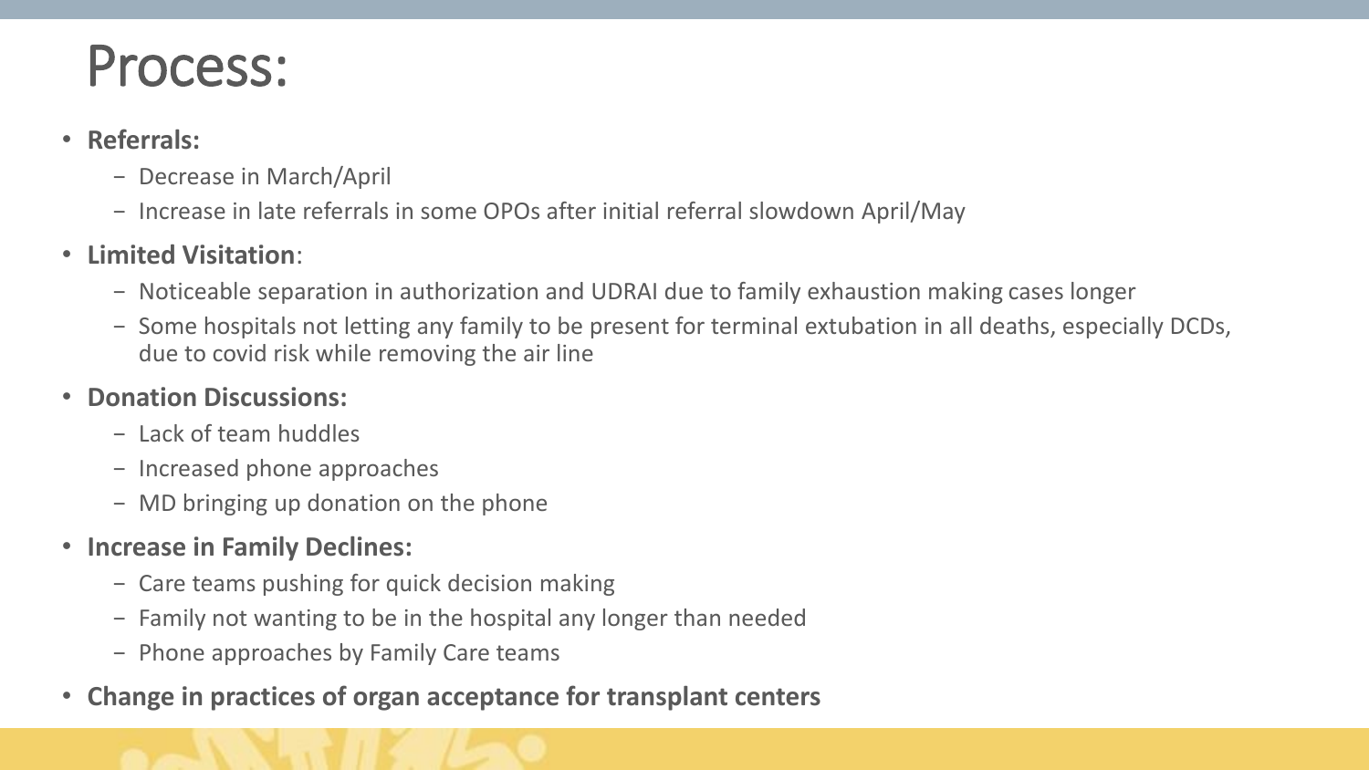# Process:

- **Referrals:**
  - Decrease in March/April
  - Increase in late referrals in some OPOs after initial referral slowdown April/May
- **Limited Visitation**:
  - Noticeable separation in authorization and UDRAI due to family exhaustion making cases longer
  - Some hospitals not letting any family to be present for terminal extubation in all deaths, especially DCDs, due to covid risk while removing the air line
- **Donation Discussions:**
  - Lack of team huddles
  - Increased phone approaches
  - MD bringing up donation on the phone
- **Increase in Family Declines:**
  - Care teams pushing for quick decision making
  - Family not wanting to be in the hospital any longer than needed
  - Phone approaches by Family Care teams
- **Change in practices of organ acceptance for transplant centers**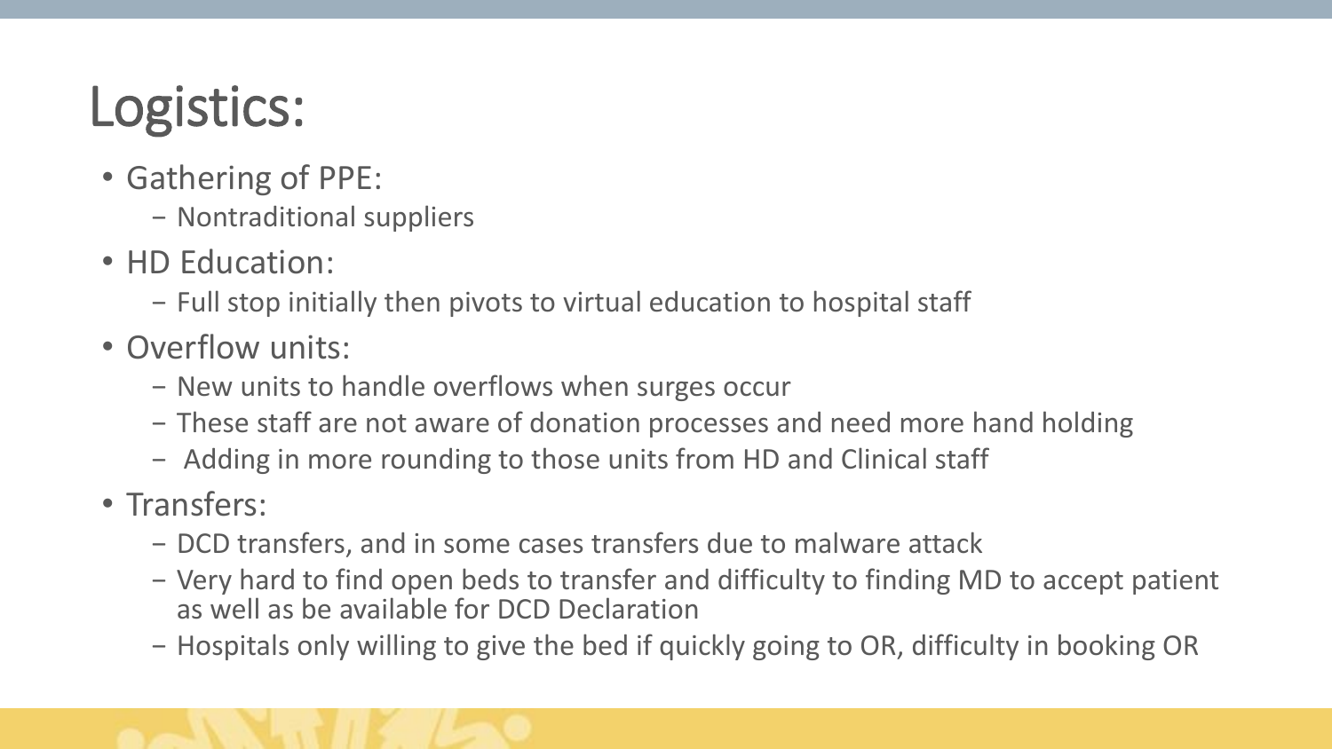# Logistics:

- Gathering of PPE:
  - Nontraditional suppliers
- HD Education:
  - Full stop initially then pivots to virtual education to hospital staff
- Overflow units:
  - New units to handle overflows when surges occur
  - These staff are not aware of donation processes and need more hand holding
  - Adding in more rounding to those units from HD and Clinical staff
- Transfers:
  - DCD transfers, and in some cases transfers due to malware attack
  - Very hard to find open beds to transfer and difficulty to finding MD to accept patient as well as be available for DCD Declaration
  - Hospitals only willing to give the bed if quickly going to OR, difficulty in booking OR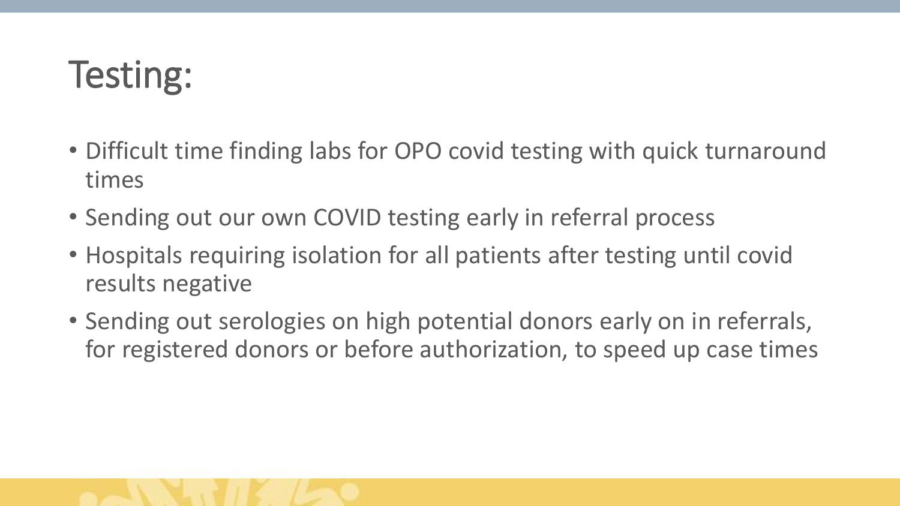# Testing:

- Difficult time finding labs for OPO covid testing with quick turnaround times
- Sending out our own COVID testing early in referral process
- Hospitals requiring isolation for all patients after testing until covid results negative
- Sending out serologies on high potential donors early on in referrals, for registered donors or before authorization, to speed up case times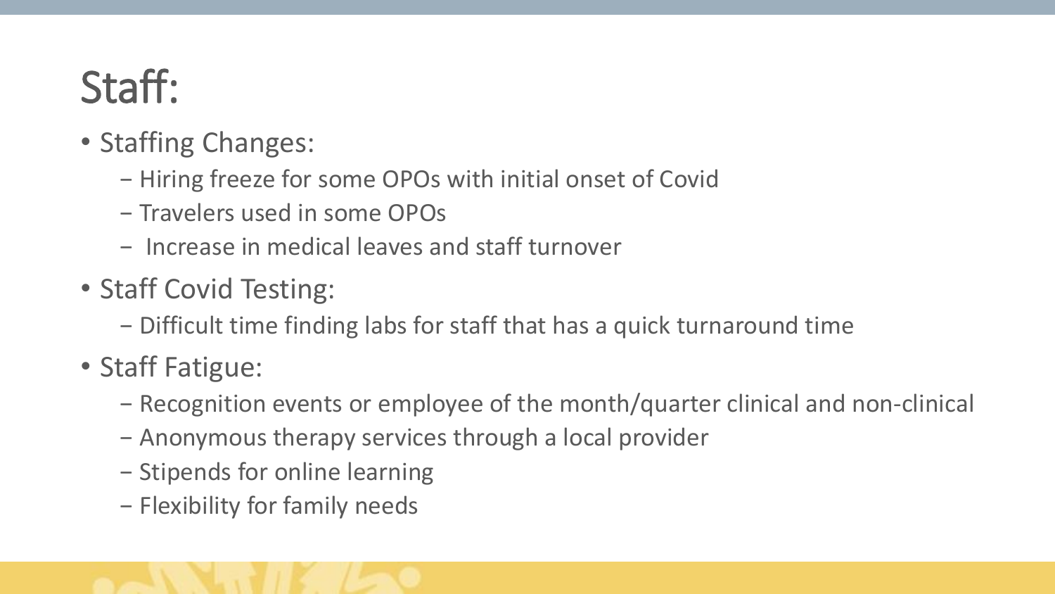# Staff:

- Staffing Changes:
  - Hiring freeze for some OPOs with initial onset of Covid
  - Travelers used in some OPOs
  - Increase in medical leaves and staff turnover
- Staff Covid Testing:
  - Difficult time finding labs for staff that has a quick turnaround time
- Staff Fatigue:
  - Recognition events or employee of the month/quarter clinical and non-clinical
  - Anonymous therapy services through a local provider
  - Stipends for online learning
  - Flexibility for family needs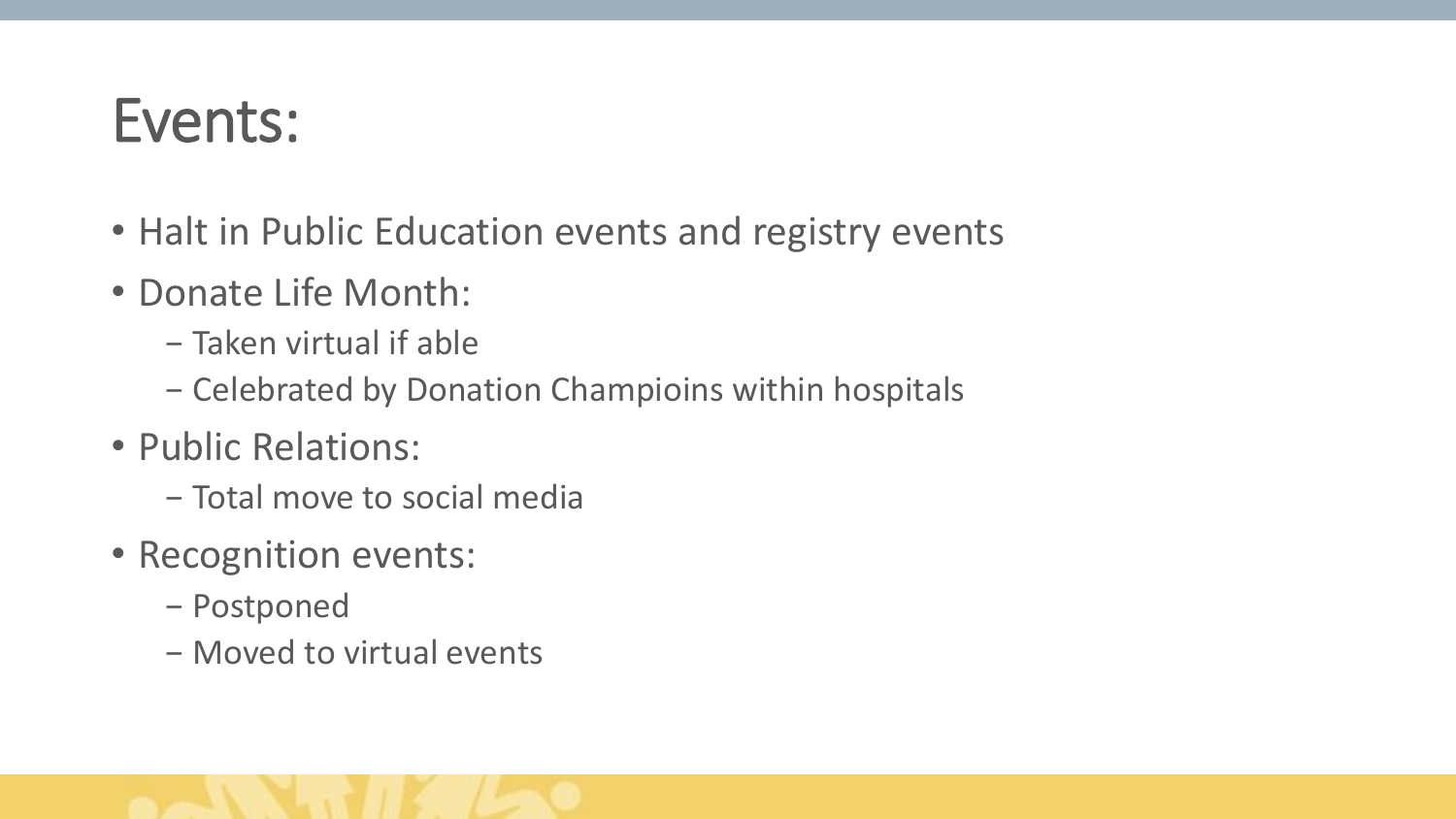# Events:

- Halt in Public Education events and registry events
- Donate Life Month:
  - Taken virtual if able
  - Celebrated by Donation Champioins within hospitals
- Public Relations:
  - Total move to social media
- Recognition events:
  - Postponed
  - Moved to virtual events